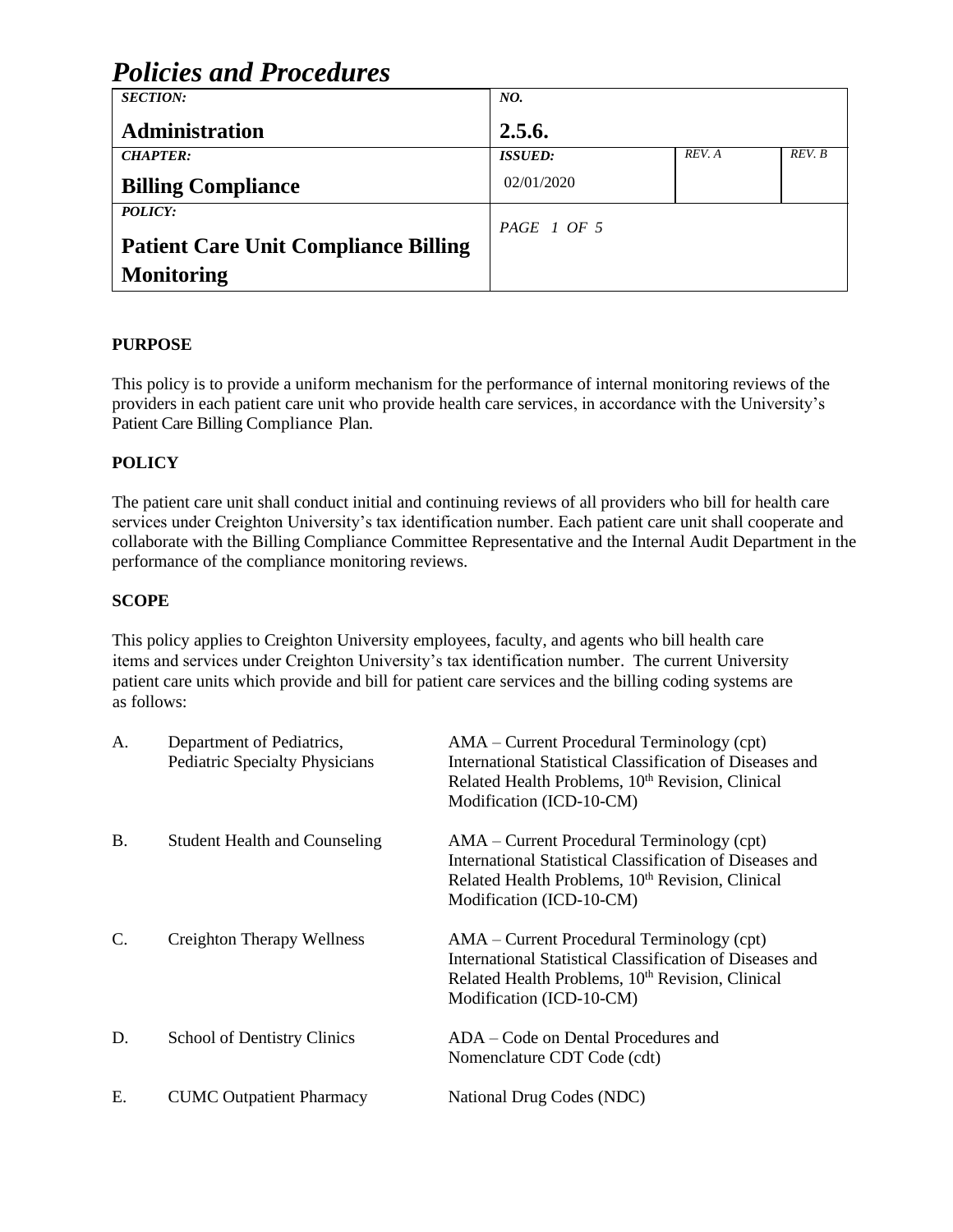# *Policies and Procedures*

| *SECTION:* | *NO.* | | |
|---|---|---|---|
| **Administration** | **2.5.6.** | | |
| *CHAPTER:* | *ISSUED:* | *REV. A* | *REV. B* |
| **Billing Compliance** | 02/01/2020 | | |
| *POLICY:* **Patient Care Unit Compliance Billing Monitoring** | *PAGE 1 OF 5* | | |

**PURPOSE**

This policy is to provide a uniform mechanism for the performance of internal monitoring reviews of the providers in each patient care unit who provide health care services, in accordance with the University's Patient Care Billing Compliance Plan.

**POLICY**

The patient care unit shall conduct initial and continuing reviews of all providers who bill for health care services under Creighton University's tax identification number. Each patient care unit shall cooperate and collaborate with the Billing Compliance Committee Representative and the Internal Audit Department in the performance of the compliance monitoring reviews.

**SCOPE**

This policy applies to Creighton University employees, faculty, and agents who bill health care items and services under Creighton University's tax identification number. The current University patient care units which provide and bill for patient care services and the billing coding systems are as follows:

| | | |
|---|---|---|
| A. | Department of Pediatrics, Pediatric Specialty Physicians | AMA – Current Procedural Terminology (cpt) International Statistical Classification of Diseases and Related Health Problems, 10th Revision, Clinical Modification (ICD-10-CM) |
| B. | Student Health and Counseling | AMA – Current Procedural Terminology (cpt) International Statistical Classification of Diseases and Related Health Problems, 10th Revision, Clinical Modification (ICD-10-CM) |
| C. | Creighton Therapy Wellness | AMA – Current Procedural Terminology (cpt) International Statistical Classification of Diseases and Related Health Problems, 10th Revision, Clinical Modification (ICD-10-CM) |
| D. | School of Dentistry Clinics | ADA – Code on Dental Procedures and Nomenclature CDT Code (cdt) |
| E. | CUMC Outpatient Pharmacy | National Drug Codes (NDC) |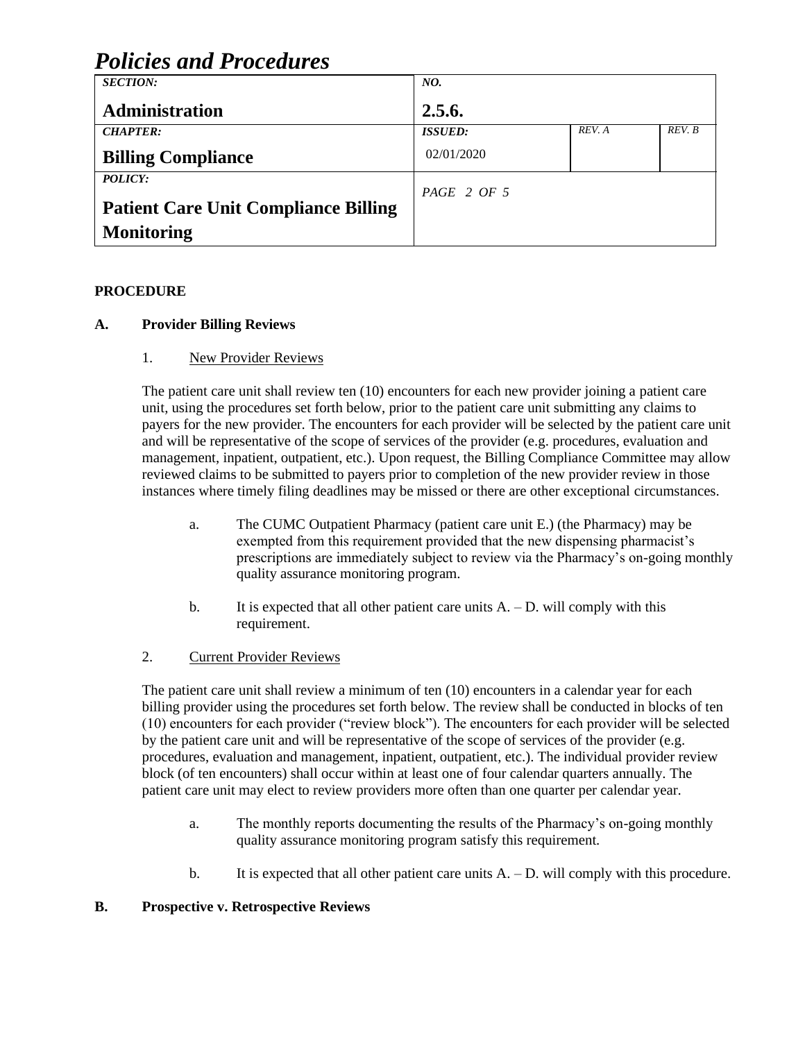**PROCEDURE**

**A. Provider Billing Reviews**

1. New Provider Reviews

The patient care unit shall review ten (10) encounters for each new provider joining a patient care unit, using the procedures set forth below, prior to the patient care unit submitting any claims to payers for the new provider. The encounters for each provider will be selected by the patient care unit and will be representative of the scope of services of the provider (e.g. procedures, evaluation and management, inpatient, outpatient, etc.). Upon request, the Billing Compliance Committee may allow reviewed claims to be submitted to payers prior to completion of the new provider review in those instances where timely filing deadlines may be missed or there are other exceptional circumstances.

a. The CUMC Outpatient Pharmacy (patient care unit E.) (the Pharmacy) may be exempted from this requirement provided that the new dispensing pharmacist's prescriptions are immediately subject to review via the Pharmacy's on-going monthly quality assurance monitoring program.

b. It is expected that all other patient care units A. – D. will comply with this requirement.

2. Current Provider Reviews

The patient care unit shall review a minimum of ten (10) encounters in a calendar year for each billing provider using the procedures set forth below. The review shall be conducted in blocks of ten (10) encounters for each provider ("review block"). The encounters for each provider will be selected by the patient care unit and will be representative of the scope of services of the provider (e.g. procedures, evaluation and management, inpatient, outpatient, etc.). The individual provider review block (of ten encounters) shall occur within at least one of four calendar quarters annually. The patient care unit may elect to review providers more often than one quarter per calendar year.

a. The monthly reports documenting the results of the Pharmacy's on-going monthly quality assurance monitoring program satisfy this requirement.

b. It is expected that all other patient care units A. – D. will comply with this procedure.

**B. Prospective v. Retrospective Reviews**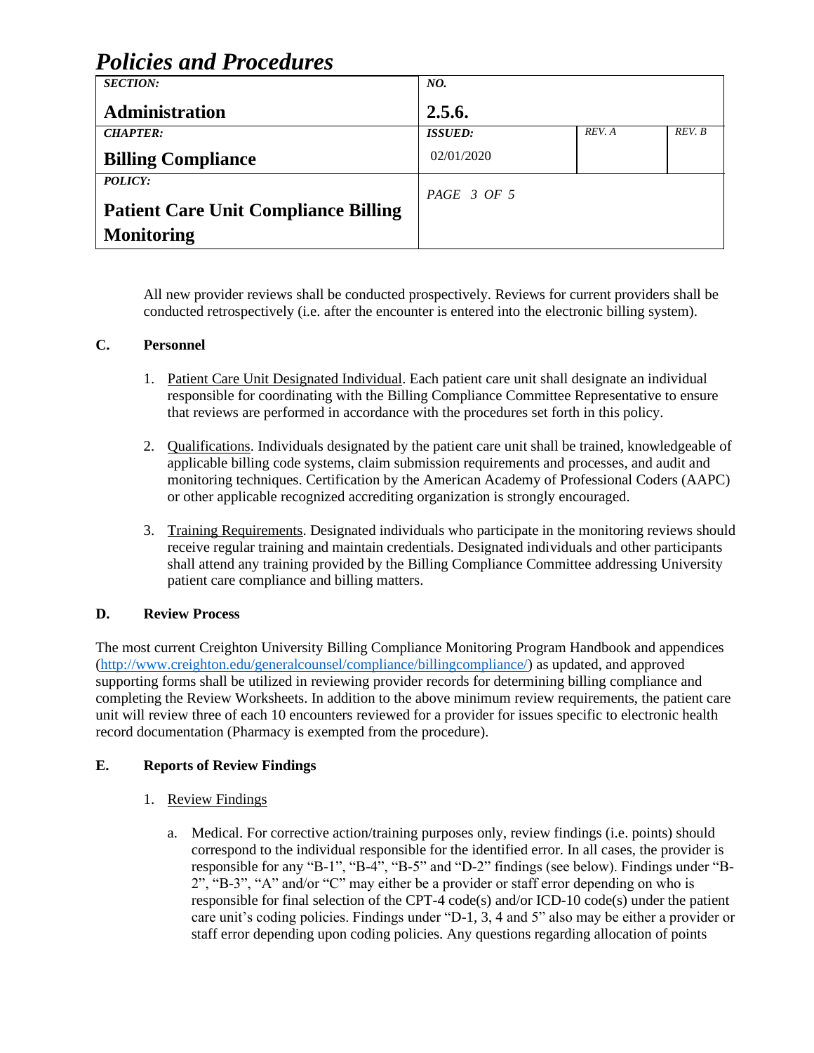All new provider reviews shall be conducted prospectively. Reviews for current providers shall be conducted retrospectively (i.e. after the encounter is entered into the electronic billing system).

**C. Personnel**

1. Patient Care Unit Designated Individual. Each patient care unit shall designate an individual responsible for coordinating with the Billing Compliance Committee Representative to ensure that reviews are performed in accordance with the procedures set forth in this policy.

2. Qualifications. Individuals designated by the patient care unit shall be trained, knowledgeable of applicable billing code systems, claim submission requirements and processes, and audit and monitoring techniques. Certification by the American Academy of Professional Coders (AAPC) or other applicable recognized accrediting organization is strongly encouraged.

3. Training Requirements. Designated individuals who participate in the monitoring reviews should receive regular training and maintain credentials. Designated individuals and other participants shall attend any training provided by the Billing Compliance Committee addressing University patient care compliance and billing matters.

**D. Review Process**

The most current Creighton University Billing Compliance Monitoring Program Handbook and appendices (http://www.creighton.edu/generalcounsel/compliance/billingcompliance/) as updated, and approved supporting forms shall be utilized in reviewing provider records for determining billing compliance and completing the Review Worksheets. In addition to the above minimum review requirements, the patient care unit will review three of each 10 encounters reviewed for a provider for issues specific to electronic health record documentation (Pharmacy is exempted from the procedure).

**E. Reports of Review Findings**

1. Review Findings

   a. Medical. For corrective action/training purposes only, review findings (i.e. points) should correspond to the individual responsible for the identified error. In all cases, the provider is responsible for any "B-1", "B-4", "B-5" and "D-2" findings (see below). Findings under "B-2", "B-3", "A" and/or "C" may either be a provider or staff error depending on who is responsible for final selection of the CPT-4 code(s) and/or ICD-10 code(s) under the patient care unit's coding policies. Findings under "D-1, 3, 4 and 5" also may be either a provider or staff error depending upon coding policies. Any questions regarding allocation of points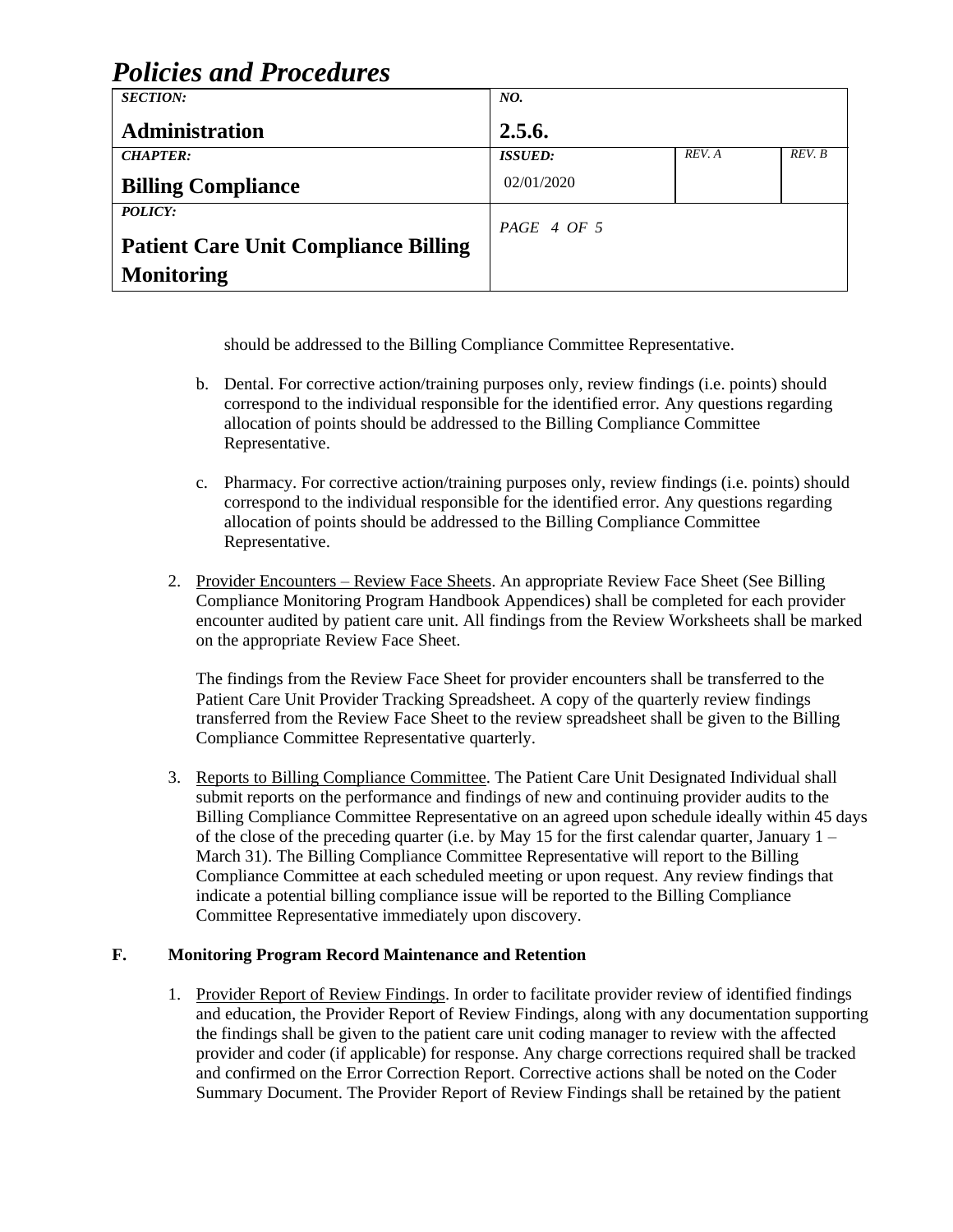should be addressed to the Billing Compliance Committee Representative.

b. Dental. For corrective action/training purposes only, review findings (i.e. points) should correspond to the individual responsible for the identified error. Any questions regarding allocation of points should be addressed to the Billing Compliance Committee Representative.

c. Pharmacy. For corrective action/training purposes only, review findings (i.e. points) should correspond to the individual responsible for the identified error. Any questions regarding allocation of points should be addressed to the Billing Compliance Committee Representative.

2. Provider Encounters – Review Face Sheets. An appropriate Review Face Sheet (See Billing Compliance Monitoring Program Handbook Appendices) shall be completed for each provider encounter audited by patient care unit. All findings from the Review Worksheets shall be marked on the appropriate Review Face Sheet.

   The findings from the Review Face Sheet for provider encounters shall be transferred to the Patient Care Unit Provider Tracking Spreadsheet. A copy of the quarterly review findings transferred from the Review Face Sheet to the review spreadsheet shall be given to the Billing Compliance Committee Representative quarterly.

3. Reports to Billing Compliance Committee. The Patient Care Unit Designated Individual shall submit reports on the performance and findings of new and continuing provider audits to the Billing Compliance Committee Representative on an agreed upon schedule ideally within 45 days of the close of the preceding quarter (i.e. by May 15 for the first calendar quarter, January 1 – March 31). The Billing Compliance Committee Representative will report to the Billing Compliance Committee at each scheduled meeting or upon request. Any review findings that indicate a potential billing compliance issue will be reported to the Billing Compliance Committee Representative immediately upon discovery.

## F. Monitoring Program Record Maintenance and Retention

1. Provider Report of Review Findings. In order to facilitate provider review of identified findings and education, the Provider Report of Review Findings, along with any documentation supporting the findings shall be given to the patient care unit coding manager to review with the affected provider and coder (if applicable) for response. Any charge corrections required shall be tracked and confirmed on the Error Correction Report. Corrective actions shall be noted on the Coder Summary Document. The Provider Report of Review Findings shall be retained by the patient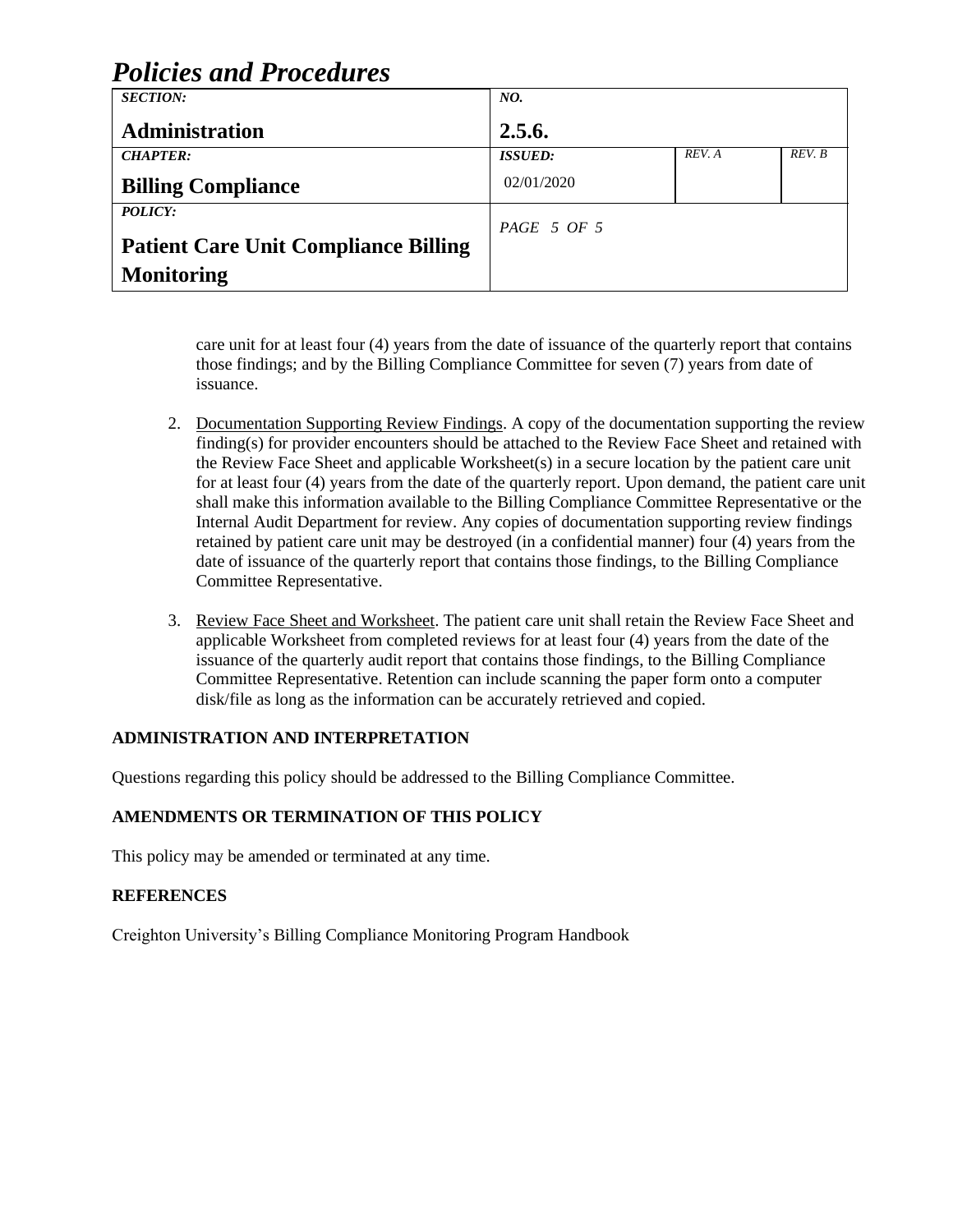care unit for at least four (4) years from the date of issuance of the quarterly report that contains those findings; and by the Billing Compliance Committee for seven (7) years from date of issuance.

2. Documentation Supporting Review Findings. A copy of the documentation supporting the review finding(s) for provider encounters should be attached to the Review Face Sheet and retained with the Review Face Sheet and applicable Worksheet(s) in a secure location by the patient care unit for at least four (4) years from the date of the quarterly report. Upon demand, the patient care unit shall make this information available to the Billing Compliance Committee Representative or the Internal Audit Department for review. Any copies of documentation supporting review findings retained by patient care unit may be destroyed (in a confidential manner) four (4) years from the date of issuance of the quarterly report that contains those findings, to the Billing Compliance Committee Representative.

3. Review Face Sheet and Worksheet. The patient care unit shall retain the Review Face Sheet and applicable Worksheet from completed reviews for at least four (4) years from the date of the issuance of the quarterly audit report that contains those findings, to the Billing Compliance Committee Representative. Retention can include scanning the paper form onto a computer disk/file as long as the information can be accurately retrieved and copied.

## ADMINISTRATION AND INTERPRETATION

Questions regarding this policy should be addressed to the Billing Compliance Committee.

## AMENDMENTS OR TERMINATION OF THIS POLICY

This policy may be amended or terminated at any time.

## REFERENCES

Creighton University's Billing Compliance Monitoring Program Handbook